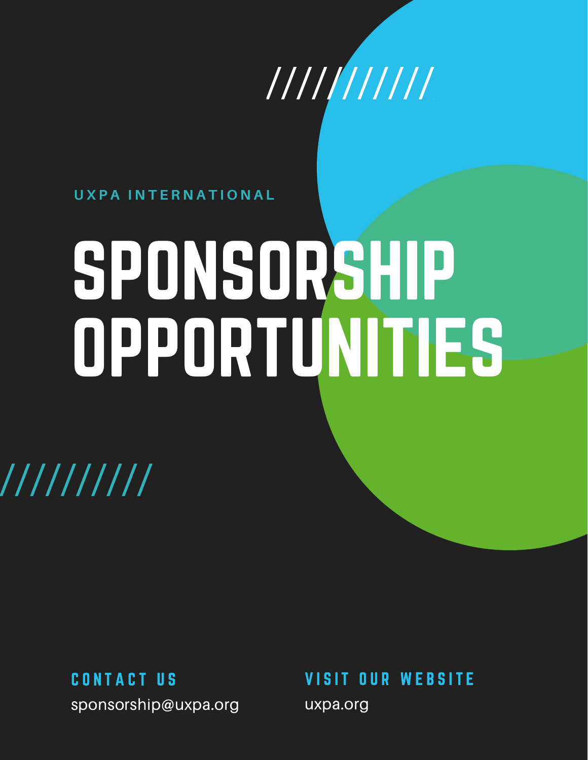UXPA INTERNATIONAL

# SPONSORSHIP OPPORTUNITIES

**CONTACT US**

sponsorship@uxpa.org

**VISIT OUR WEBSITE**

uxpa.org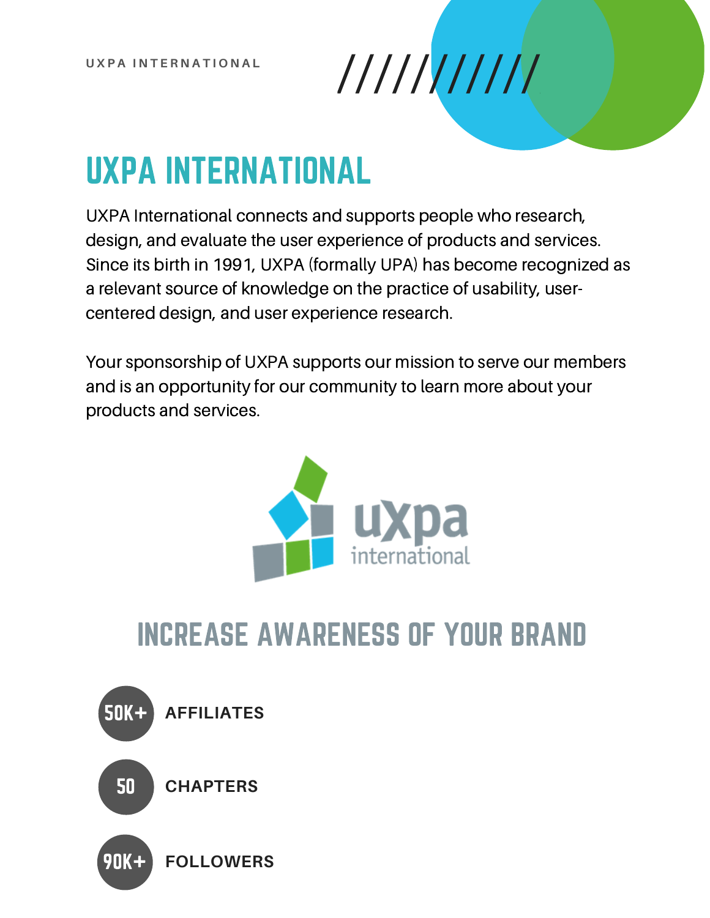UXPA INTERNATIONAL

# UXPA INTERNATIONAL

UXPA International connects and supports people who research, design, and evaluate the user experience of products and services. Since its birth in 1991, UXPA (formally UPA) has become recognized as a relevant source of knowledge on the practice of usability, user-centered design, and user experience research.

Your sponsorship of UXPA supports our mission to serve our members and is an opportunity for our community to learn more about your products and services.

uxpa international

## INCREASE AWARENESS OF YOUR BRAND

- **50K+** AFFILIATES
- **50** CHAPTERS
- **90K+** FOLLOWERS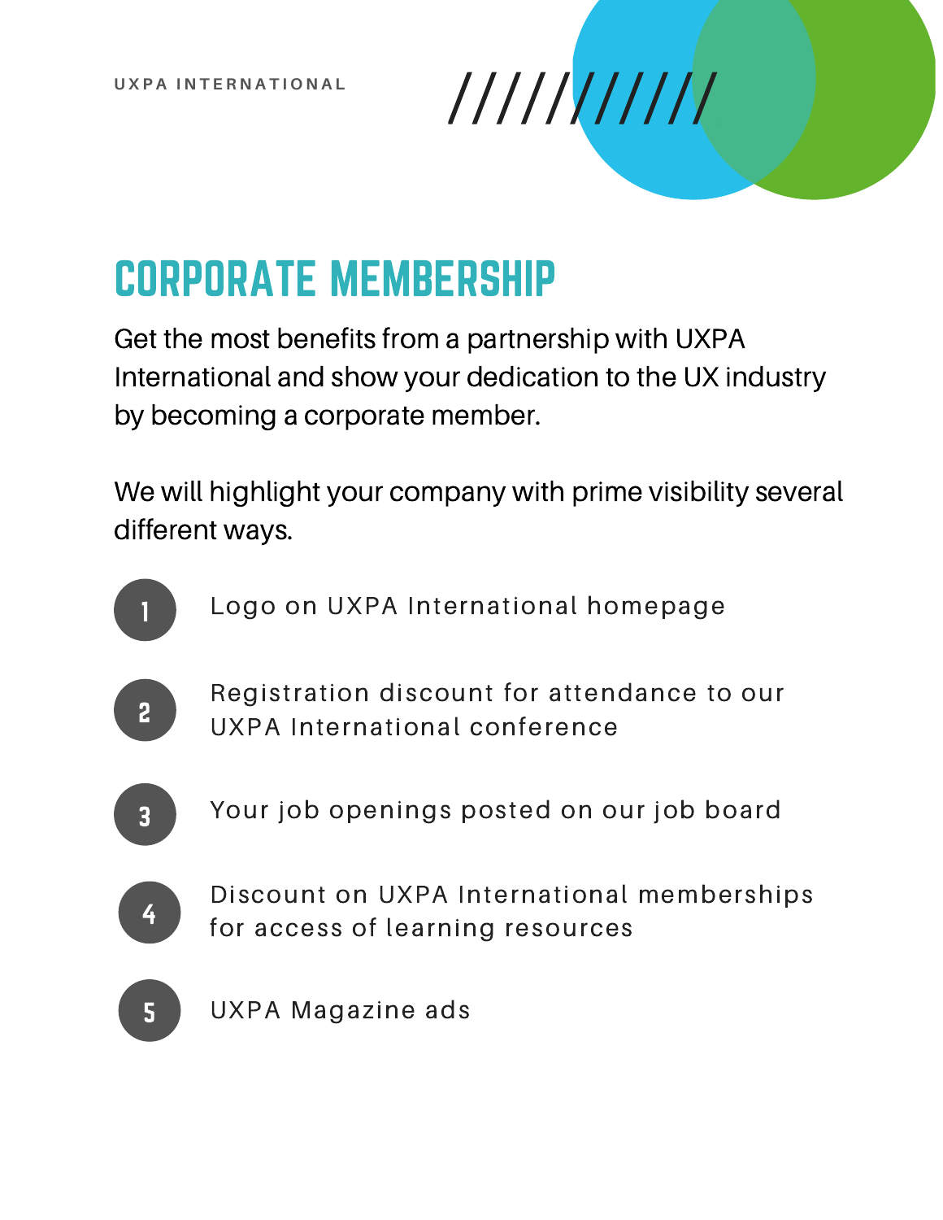UXPA INTERNATIONAL

# CORPORATE MEMBERSHIP

Get the most benefits from a partnership with UXPA International and show your dedication to the UX industry by becoming a corporate member.

We will highlight your company with prime visibility several different ways.

1. Logo on UXPA International homepage
2. Registration discount for attendance to our UXPA International conference
3. Your job openings posted on our job board
4. Discount on UXPA International memberships for access of learning resources
5. UXPA Magazine ads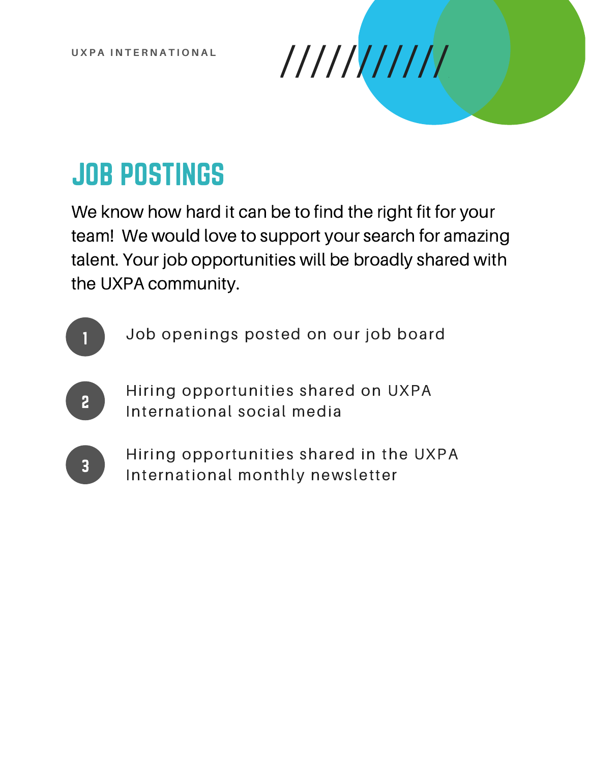UXPA INTERNATIONAL

# JOB POSTINGS

We know how hard it can be to find the right fit for your team! We would love to support your search for amazing talent. Your job opportunities will be broadly shared with the UXPA community.

1. Job openings posted on our job board
2. Hiring opportunities shared on UXPA International social media
3. Hiring opportunities shared in the UXPA International monthly newsletter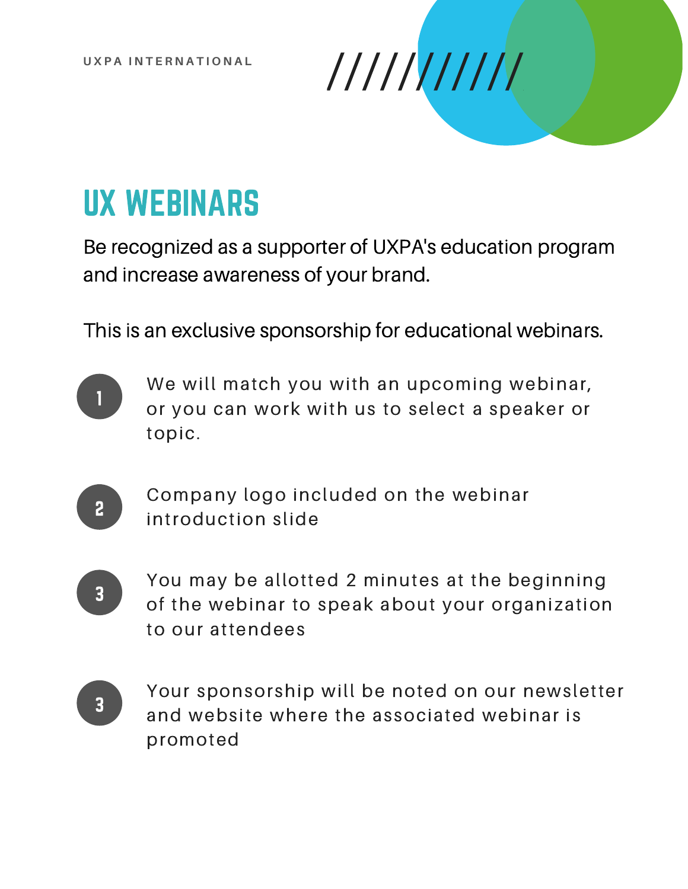UXPA INTERNATIONAL

# UX WEBINARS

Be recognized as a supporter of UXPA's education program and increase awareness of your brand.

This is an exclusive sponsorship for educational webinars.

1. We will match you with an upcoming webinar, or you can work with us to select a speaker or topic.

2. Company logo included on the webinar introduction slide

3. You may be allotted 2 minutes at the beginning of the webinar to speak about your organization to our attendees

3. Your sponsorship will be noted on our newsletter and website where the associated webinar is promoted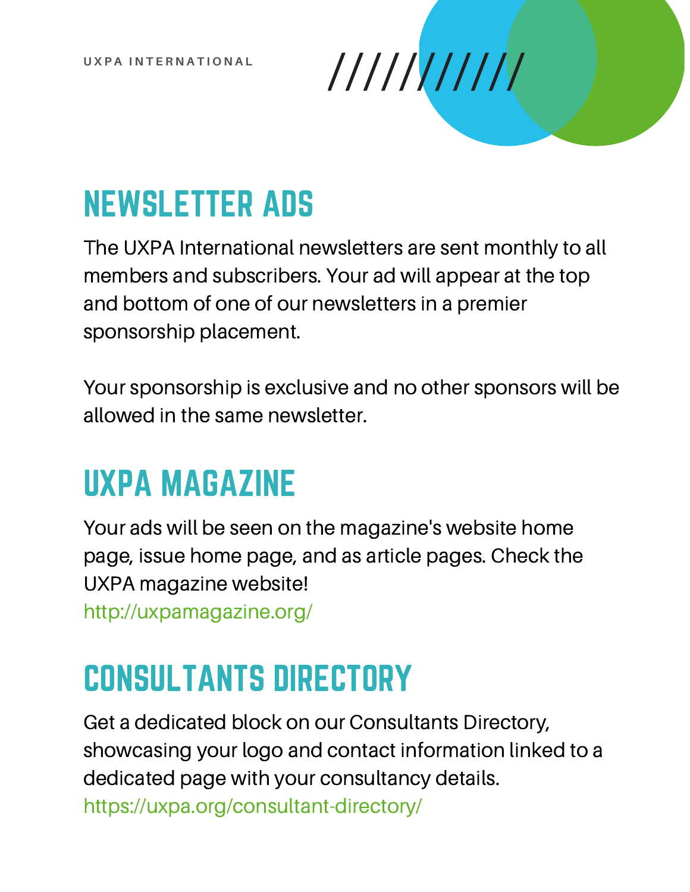UXPA INTERNATIONAL

## NEWSLETTER ADS

The UXPA International newsletters are sent monthly to all members and subscribers. Your ad will appear at the top and bottom of one of our newsletters in a premier sponsorship placement.

Your sponsorship is exclusive and no other sponsors will be allowed in the same newsletter.

## UXPA MAGAZINE

Your ads will be seen on the magazine's website home page, issue home page, and as article pages. Check the UXPA magazine website!
http://uxpamagazine.org/

## CONSULTANTS DIRECTORY

Get a dedicated block on our Consultants Directory, showcasing your logo and contact information linked to a dedicated page with your consultancy details.
https://uxpa.org/consultant-directory/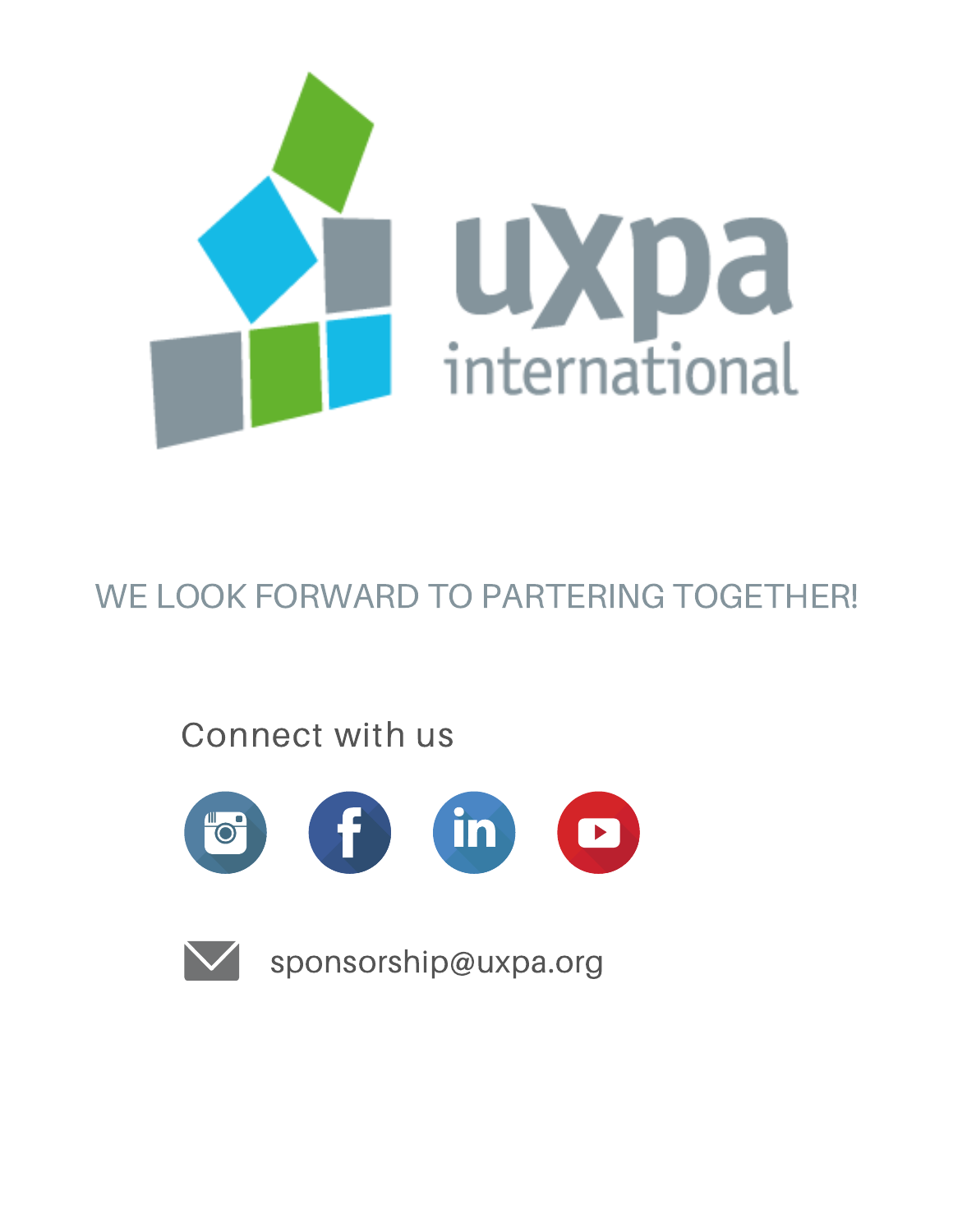uxpa international

WE LOOK FORWARD TO PARTERING TOGETHER!

Connect with us

sponsorship@uxpa.org